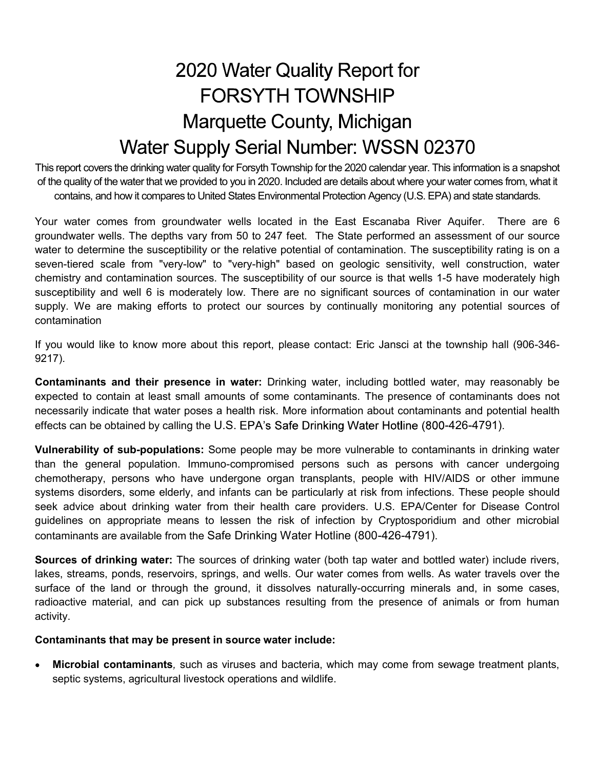# 2020 Water Quality Report for FORSYTH TOWNSHIP Marquette County, Michigan Water Supply Serial Number: WSSN 02370

This report covers the drinking water quality for Forsyth Township for the 2020 calendar year. This information is a snapshot of the quality of the water that we provided to you in 2020. Included are details about where your water comes from, what it contains, and how it compares to United States Environmental Protection Agency (U.S. EPA) and state standards.

Your water comes from groundwater wells located in the East Escanaba River Aquifer. There are 6 groundwater wells. The depths vary from 50 to 247 feet. The State performed an assessment of our source water to determine the susceptibility or the relative potential of contamination. The susceptibility rating is on a seven-tiered scale from "very-low" to "very-high" based on geologic sensitivity, well construction, water chemistry and contamination sources. The susceptibility of our source is that wells 1-5 have moderately high susceptibility and well 6 is moderately low. There are no significant sources of contamination in our water supply. We are making efforts to protect our sources by continually monitoring any potential sources of contamination

If you would like to know more about this report, please contact: Eric Jansci at the township hall (906-346-9217).

**Contaminants and their presence in water:** Drinking water, including bottled water, may reasonably be expected to contain at least small amounts of some contaminants. The presence of contaminants does not necessarily indicate that water poses a health risk. More information about contaminants and potential health effects can be obtained by calling the U.S. EPA's Safe Drinking Water Hotline (800-426-4791).

**Vulnerability of sub-populations:** Some people may be more vulnerable to contaminants in drinking water than the general population. Immuno-compromised persons such as persons with cancer undergoing chemotherapy, persons who have undergone organ transplants, people with HIV/AIDS or other immune systems disorders, some elderly, and infants can be particularly at risk from infections. These people should seek advice about drinking water from their health care providers. U.S. EPA/Center for Disease Control guidelines on appropriate means to lessen the risk of infection by Cryptosporidium and other microbial contaminants are available from the Safe Drinking Water Hotline (800-426-4791).

**Sources of drinking water:** The sources of drinking water (both tap water and bottled water) include rivers, lakes, streams, ponds, reservoirs, springs, and wells. Our water comes from wells. As water travels over the surface of the land or through the ground, it dissolves naturally-occurring minerals and, in some cases, radioactive material, and can pick up substances resulting from the presence of animals or from human activity.

**Contaminants that may be present in source water include:**

- **Microbial contaminants***,* such as viruses and bacteria, which may come from sewage treatment plants, septic systems, agricultural livestock operations and wildlife.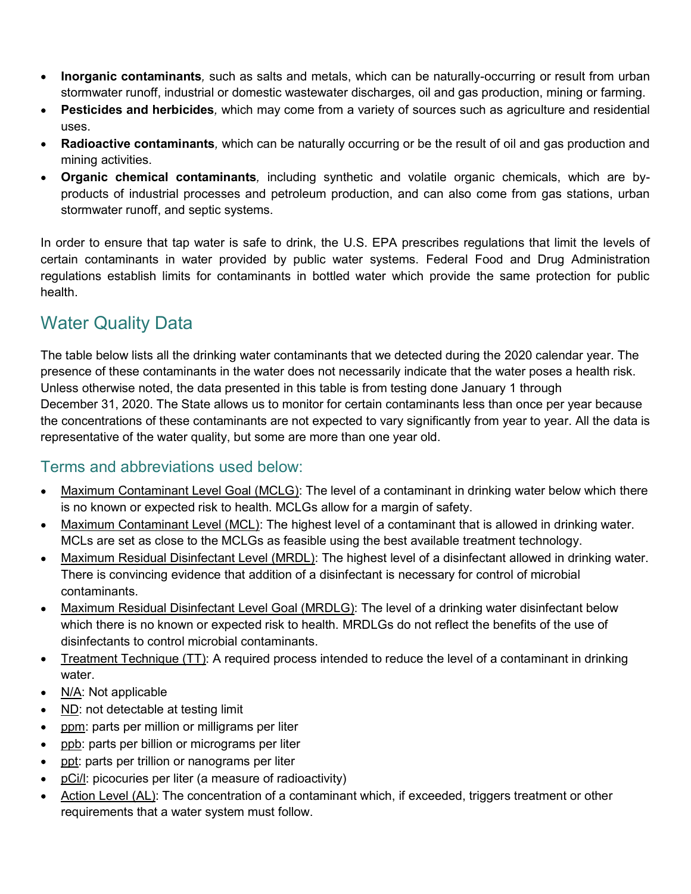- **Inorganic contaminants**, such as salts and metals, which can be naturally-occurring or result from urban stormwater runoff, industrial or domestic wastewater discharges, oil and gas production, mining or farming.
- **Pesticides and herbicides**, which may come from a variety of sources such as agriculture and residential uses.
- **Radioactive contaminants**, which can be naturally occurring or be the result of oil and gas production and mining activities.
- **Organic chemical contaminants**, including synthetic and volatile organic chemicals, which are by-products of industrial processes and petroleum production, and can also come from gas stations, urban stormwater runoff, and septic systems.

In order to ensure that tap water is safe to drink, the U.S. EPA prescribes regulations that limit the levels of certain contaminants in water provided by public water systems. Federal Food and Drug Administration regulations establish limits for contaminants in bottled water which provide the same protection for public health.

## Water Quality Data

The table below lists all the drinking water contaminants that we detected during the 2020 calendar year. The presence of these contaminants in the water does not necessarily indicate that the water poses a health risk. Unless otherwise noted, the data presented in this table is from testing done January 1 through December 31, 2020. The State allows us to monitor for certain contaminants less than once per year because the concentrations of these contaminants are not expected to vary significantly from year to year. All the data is representative of the water quality, but some are more than one year old.

### Terms and abbreviations used below:

- Maximum Contaminant Level Goal (MCLG): The level of a contaminant in drinking water below which there is no known or expected risk to health. MCLGs allow for a margin of safety.
- Maximum Contaminant Level (MCL): The highest level of a contaminant that is allowed in drinking water. MCLs are set as close to the MCLGs as feasible using the best available treatment technology.
- Maximum Residual Disinfectant Level (MRDL): The highest level of a disinfectant allowed in drinking water. There is convincing evidence that addition of a disinfectant is necessary for control of microbial contaminants.
- Maximum Residual Disinfectant Level Goal (MRDLG): The level of a drinking water disinfectant below which there is no known or expected risk to health. MRDLGs do not reflect the benefits of the use of disinfectants to control microbial contaminants.
- Treatment Technique (TT): A required process intended to reduce the level of a contaminant in drinking water.
- N/A: Not applicable
- ND: not detectable at testing limit
- ppm: parts per million or milligrams per liter
- ppb: parts per billion or micrograms per liter
- ppt: parts per trillion or nanograms per liter
- pCi/l: picocuries per liter (a measure of radioactivity)
- Action Level (AL): The concentration of a contaminant which, if exceeded, triggers treatment or other requirements that a water system must follow.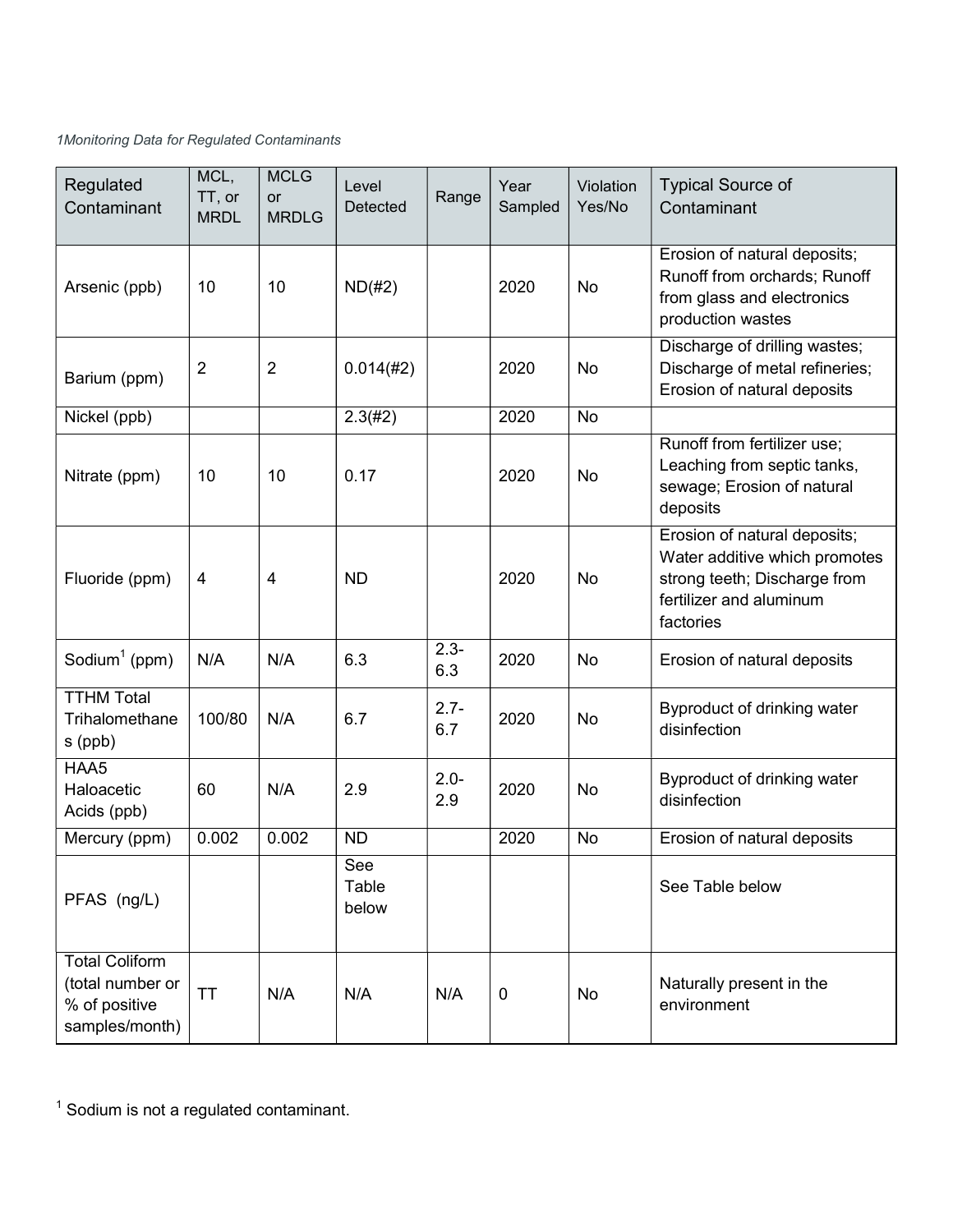*1Monitoring Data for Regulated Contaminants*

| Regulated Contaminant | MCL, TT, or MRDL | MCLG or MRDLG | Level Detected | Range | Year Sampled | Violation Yes/No | Typical Source of Contaminant |
|---|---|---|---|---|---|---|---|
| Arsenic (ppb) | 10 | 10 | ND(#2) | | 2020 | No | Erosion of natural deposits; Runoff from orchards; Runoff from glass and electronics production wastes |
| Barium (ppm) | 2 | 2 | 0.014(#2) | | 2020 | No | Discharge of drilling wastes; Discharge of metal refineries; Erosion of natural deposits |
| Nickel (ppb) | | | 2.3(#2) | | 2020 | No | |
| Nitrate (ppm) | 10 | 10 | 0.17 | | 2020 | No | Runoff from fertilizer use; Leaching from septic tanks, sewage; Erosion of natural deposits |
| Fluoride (ppm) | 4 | 4 | ND | | 2020 | No | Erosion of natural deposits; Water additive which promotes strong teeth; Discharge from fertilizer and aluminum factories |
| Sodium[1] (ppm) | N/A | N/A | 6.3 | 2.3-6.3 | 2020 | No | Erosion of natural deposits |
| TTHM Total Trihalomethanes (ppb) | 100/80 | N/A | 6.7 | 2.7-6.7 | 2020 | No | Byproduct of drinking water disinfection |
| HAA5 Haloacetic Acids (ppb) | 60 | N/A | 2.9 | 2.0-2.9 | 2020 | No | Byproduct of drinking water disinfection |
| Mercury (ppm) | 0.002 | 0.002 | ND | | 2020 | No | Erosion of natural deposits |
| PFAS (ng/L) | | | See Table below | | | | See Table below |
| Total Coliform (total number or % of positive samples/month) | TT | N/A | N/A | N/A | 0 | No | Naturally present in the environment |

[1] Sodium is not a regulated contaminant.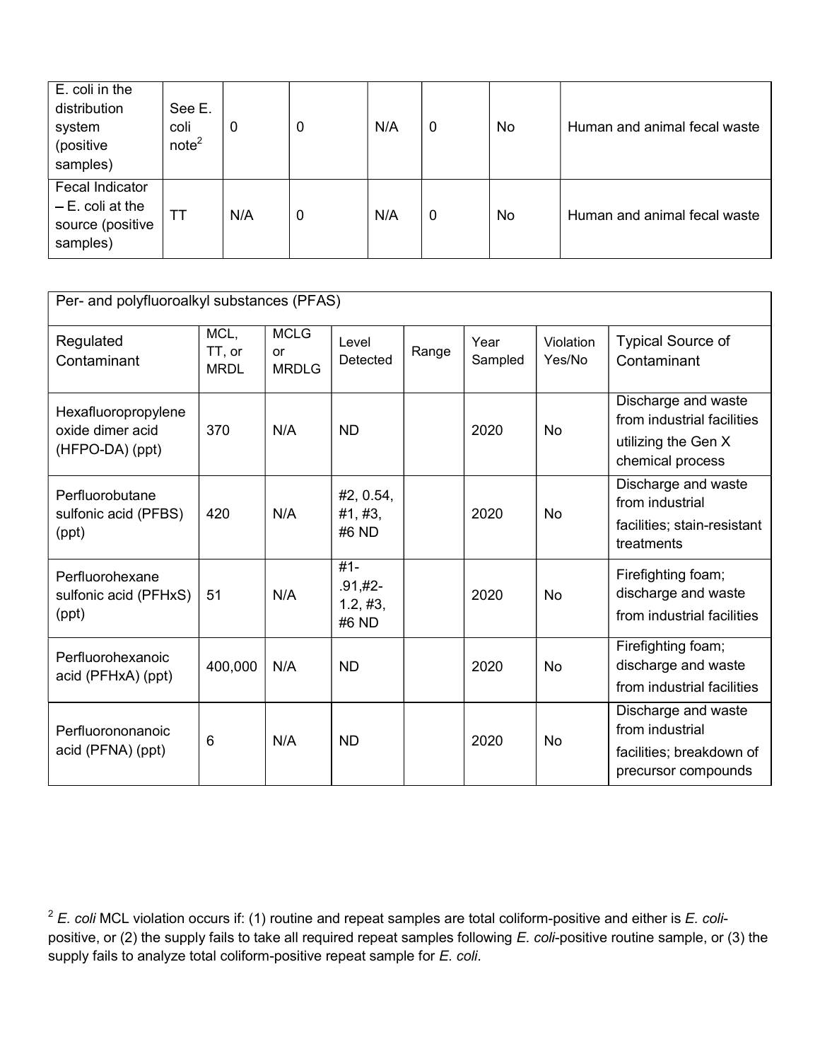| E. coli in the distribution system (positive samples) | See E. coli note[2] | 0 | 0 | N/A | 0 | No | Human and animal fecal waste |
|---|---|---|---|---|---|---|---|
| Fecal Indicator – E. coli at the source (positive samples) | TT | N/A | 0 | N/A | 0 | No | Human and animal fecal waste |

| Per- and polyfluoroalkyl substances (PFAS) | | | | | | | |
|---|---|---|---|---|---|---|---|
| Regulated Contaminant | MCL, TT, or MRDL | MCLG or MRDLG | Level Detected | Range | Year Sampled | Violation Yes/No | Typical Source of Contaminant |
| Hexafluoropropylene oxide dimer acid (HFPO-DA) (ppt) | 370 | N/A | ND | | 2020 | No | Discharge and waste from industrial facilities utilizing the Gen X chemical process |
| Perfluorobutane sulfonic acid (PFBS) (ppt) | 420 | N/A | #2, 0.54, #1, #3, #6 ND | | 2020 | No | Discharge and waste from industrial facilities; stain-resistant treatments |
| Perfluorohexane sulfonic acid (PFHxS) (ppt) | 51 | N/A | #1- .91,#2- 1.2, #3, #6 ND | | 2020 | No | Firefighting foam; discharge and waste from industrial facilities |
| Perfluorohexanoic acid (PFHxA) (ppt) | 400,000 | N/A | ND | | 2020 | No | Firefighting foam; discharge and waste from industrial facilities |
| Perfluorononanoic acid (PFNA) (ppt) | 6 | N/A | ND | | 2020 | No | Discharge and waste from industrial facilities; breakdown of precursor compounds |

[2] *E. coli* MCL violation occurs if: (1) routine and repeat samples are total coliform-positive and either is *E. coli*-positive, or (2) the supply fails to take all required repeat samples following *E. coli*-positive routine sample, or (3) the supply fails to analyze total coliform-positive repeat sample for *E. coli*.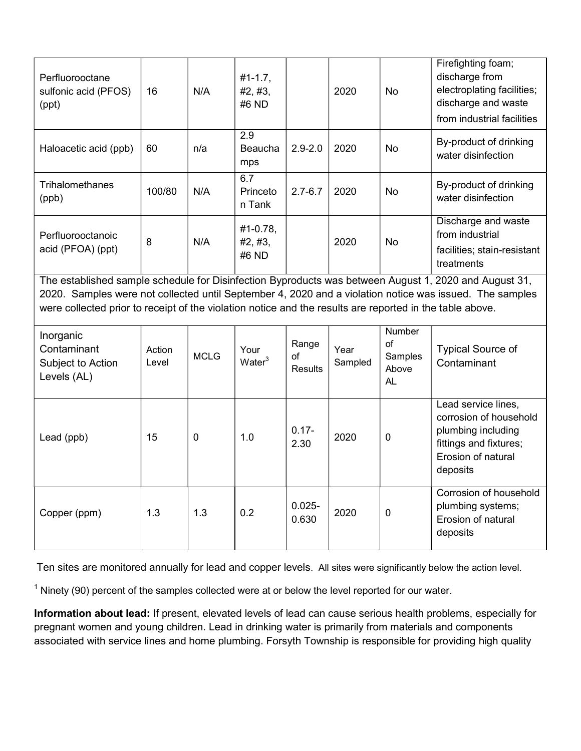| Perfluorooctane sulfonic acid (PFOS) (ppt) | 16 | N/A | #1-1.7, #2, #3, #6 ND | | 2020 | No | Firefighting foam; discharge from electroplating facilities; discharge and waste from industrial facilities |
|---|---|---|---|---|---|---|---|
| Haloacetic acid (ppb) | 60 | n/a | 2.9 Beauchamps | 2.9-2.0 | 2020 | No | By-product of drinking water disinfection |
| Trihalomethanes (ppb) | 100/80 | N/A | 6.7 Princeton Tank | 2.7-6.7 | 2020 | No | By-product of drinking water disinfection |
| Perfluorooctanoic acid (PFOA) (ppt) | 8 | N/A | #1-0.78, #2, #3, #6 ND | | 2020 | No | Discharge and waste from industrial facilities; stain-resistant treatments |

The established sample schedule for Disinfection Byproducts was between August 1, 2020 and August 31, 2020. Samples were not collected until September 4, 2020 and a violation notice was issued. The samples were collected prior to receipt of the violation notice and the results are reported in the table above.

| Inorganic Contaminant Subject to Action Levels (AL) | Action Level | MCLG | Your Water[3] | Range of Results | Year Sampled | Number of Samples Above AL | Typical Source of Contaminant |
|---|---|---|---|---|---|---|---|
| Lead (ppb) | 15 | 0 | 1.0 | 0.17-2.30 | 2020 | 0 | Lead service lines, corrosion of household plumbing including fittings and fixtures; Erosion of natural deposits |
| Copper (ppm) | 1.3 | 1.3 | 0.2 | 0.025-0.630 | 2020 | 0 | Corrosion of household plumbing systems; Erosion of natural deposits |

Ten sites are monitored annually for lead and copper levels. All sites were significantly below the action level.

[1] Ninety (90) percent of the samples collected were at or below the level reported for our water.

**Information about lead:** If present, elevated levels of lead can cause serious health problems, especially for pregnant women and young children. Lead in drinking water is primarily from materials and components associated with service lines and home plumbing. Forsyth Township is responsible for providing high quality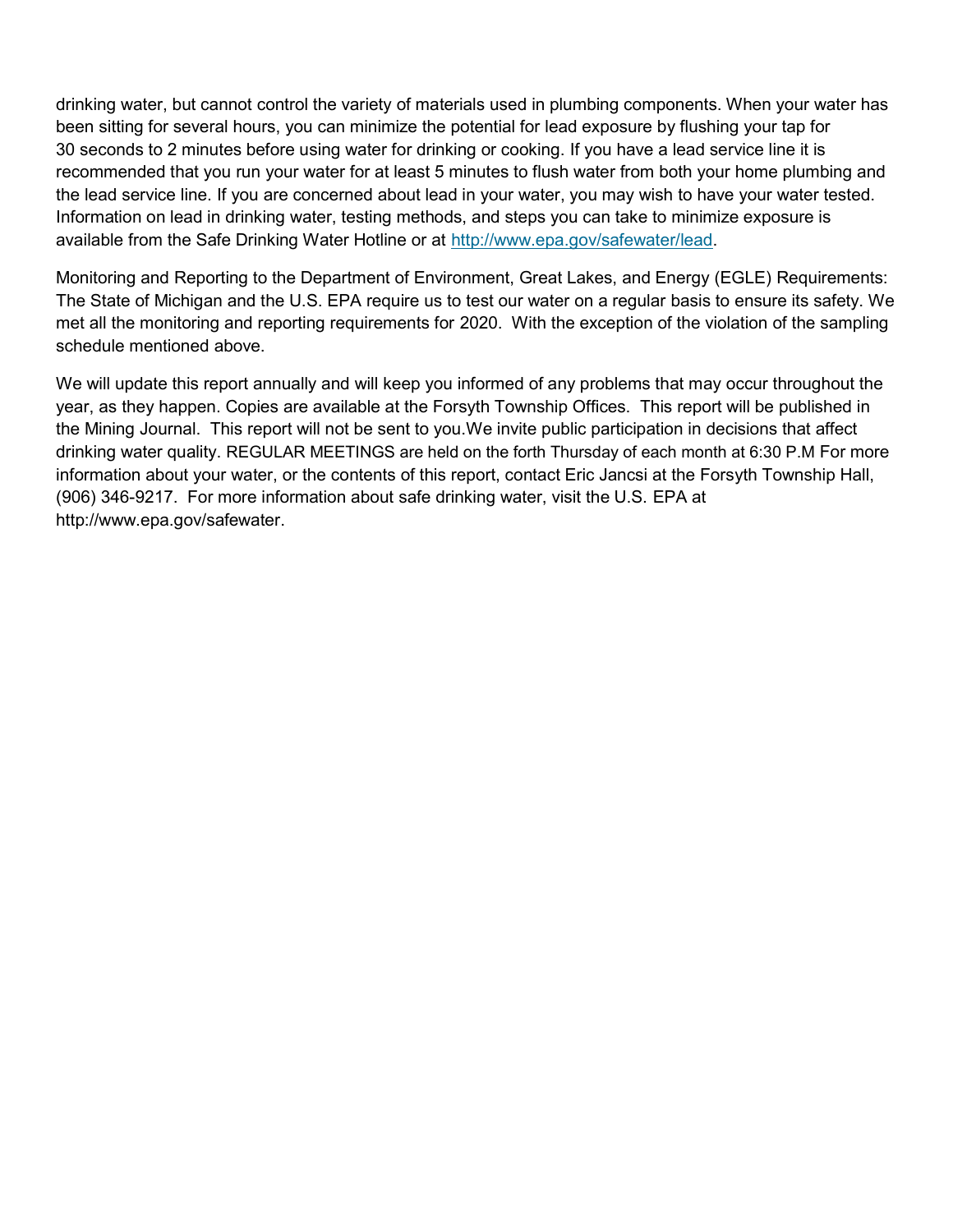drinking water, but cannot control the variety of materials used in plumbing components. When your water has been sitting for several hours, you can minimize the potential for lead exposure by flushing your tap for 30 seconds to 2 minutes before using water for drinking or cooking. If you have a lead service line it is recommended that you run your water for at least 5 minutes to flush water from both your home plumbing and the lead service line. If you are concerned about lead in your water, you may wish to have your water tested. Information on lead in drinking water, testing methods, and steps you can take to minimize exposure is available from the Safe Drinking Water Hotline or at [http://www.epa.gov/safewater/lead](http://www.epa.gov/safewater/lead).

Monitoring and Reporting to the Department of Environment, Great Lakes, and Energy (EGLE) Requirements: The State of Michigan and the U.S. EPA require us to test our water on a regular basis to ensure its safety. We met all the monitoring and reporting requirements for 2020. With the exception of the violation of the sampling schedule mentioned above.

We will update this report annually and will keep you informed of any problems that may occur throughout the year, as they happen. Copies are available at the Forsyth Township Offices. This report will be published in the Mining Journal. This report will not be sent to you.We invite public participation in decisions that affect drinking water quality. REGULAR MEETINGS are held on the forth Thursday of each month at 6:30 P.M For more information about your water, or the contents of this report, contact Eric Jancsi at the Forsyth Township Hall, (906) 346-9217. For more information about safe drinking water, visit the U.S. EPA at http://www.epa.gov/safewater.